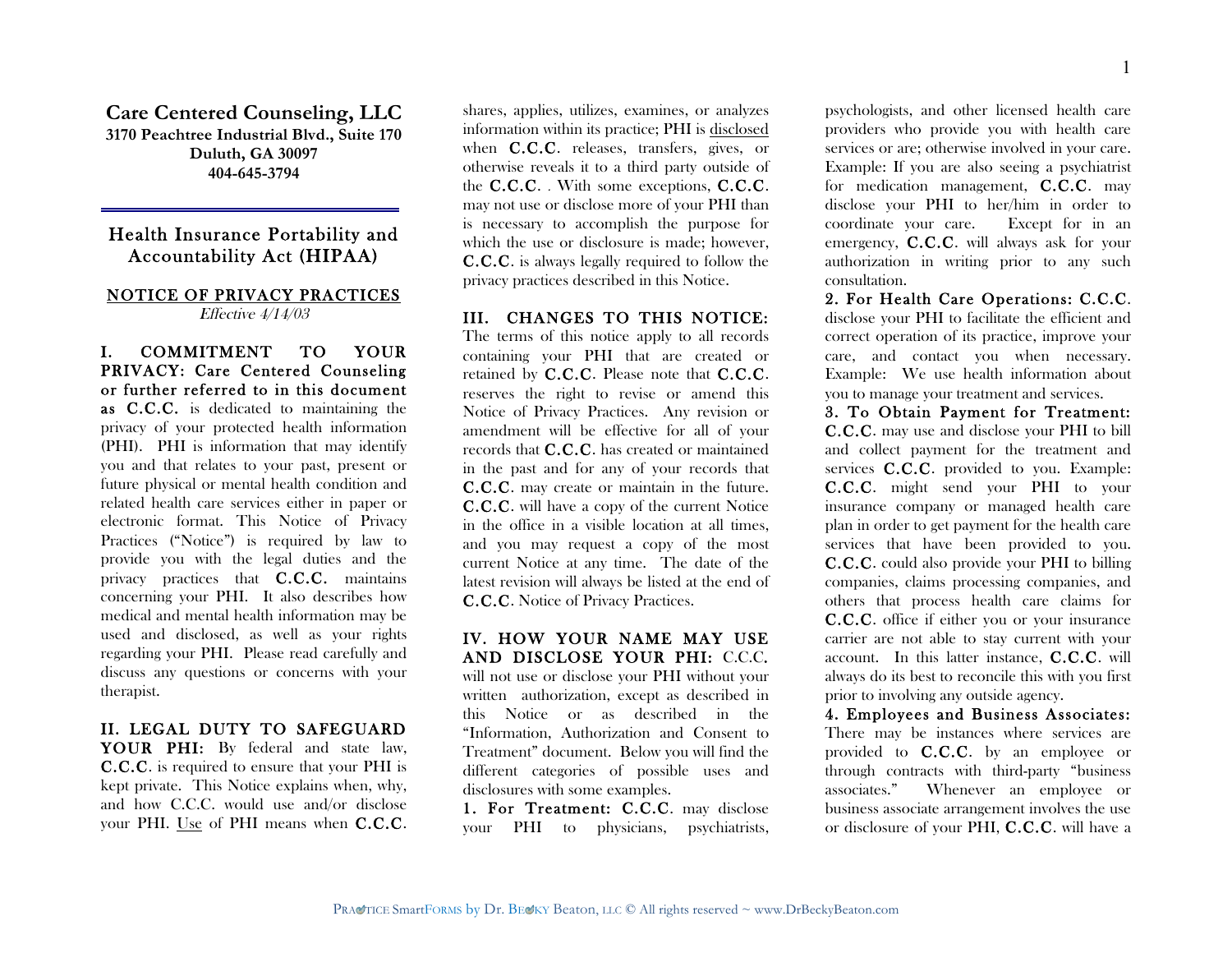# Care Centered Counseling, LLC

**3170 Peachtree Industrial Blvd., Suite 170**
**Duluth, GA 30097**
**404-645-3794**

## Health Insurance Portability and Accountability Act (HIPAA)

### NOTICE OF PRIVACY PRACTICES

*Effective 4/14/03*

**I. COMMITMENT TO YOUR PRIVACY: Care Centered Counseling or further referred to in this document as C.C.C.** is dedicated to maintaining the privacy of your protected health information (PHI). PHI is information that may identify you and that relates to your past, present or future physical or mental health condition and related health care services either in paper or electronic format. This Notice of Privacy Practices ("Notice") is required by law to provide you with the legal duties and the privacy practices that **C.C.C.** maintains concerning your PHI. It also describes how medical and mental health information may be used and disclosed, as well as your rights regarding your PHI. Please read carefully and discuss any questions or concerns with your therapist.

**II. LEGAL DUTY TO SAFEGUARD YOUR PHI:** By federal and state law, **C.C.C**. is required to ensure that your PHI is kept private. This Notice explains when, why, and how C.C.C. would use and/or disclose your PHI. Use of PHI means when **C.C.C**. shares, applies, utilizes, examines, or analyzes information within its practice; PHI is disclosed when **C.C.C**. releases, transfers, gives, or otherwise reveals it to a third party outside of the **C.C.C**. . With some exceptions, **C.C.C**. may not use or disclose more of your PHI than is necessary to accomplish the purpose for which the use or disclosure is made; however, **C.C.C**. is always legally required to follow the privacy practices described in this Notice.

**III. CHANGES TO THIS NOTICE:** The terms of this notice apply to all records containing your PHI that are created or retained by **C.C.C**. Please note that **C.C.C**. reserves the right to revise or amend this Notice of Privacy Practices. Any revision or amendment will be effective for all of your records that **C.C.C**. has created or maintained in the past and for any of your records that **C.C.C**. may create or maintain in the future. **C.C.C**. will have a copy of the current Notice in the office in a visible location at all times, and you may request a copy of the most current Notice at any time. The date of the latest revision will always be listed at the end of **C.C.C**. Notice of Privacy Practices.

**IV. HOW YOUR NAME MAY USE AND DISCLOSE YOUR PHI:** C.C.C. will not use or disclose your PHI without your written authorization, except as described in this Notice or as described in the "Information, Authorization and Consent to Treatment" document. Below you will find the different categories of possible uses and disclosures with some examples.

**1. For Treatment: C.C.C**. may disclose your PHI to physicians, psychiatrists, psychologists, and other licensed health care providers who provide you with health care services or are; otherwise involved in your care. Example: If you are also seeing a psychiatrist for medication management, **C.C.C**. may disclose your PHI to her/him in order to coordinate your care. Except for in an emergency, **C.C.C**. will always ask for your authorization in writing prior to any such consultation.

**2. For Health Care Operations: C.C.C**. disclose your PHI to facilitate the efficient and correct operation of its practice, improve your care, and contact you when necessary. Example: We use health information about you to manage your treatment and services.

**3. To Obtain Payment for Treatment: C.C.C**. may use and disclose your PHI to bill and collect payment for the treatment and services **C.C.C**. provided to you. Example: **C.C.C**. might send your PHI to your insurance company or managed health care plan in order to get payment for the health care services that have been provided to you. **C.C.C**. could also provide your PHI to billing companies, claims processing companies, and others that process health care claims for **C.C.C**. office if either you or your insurance carrier are not able to stay current with your account. In this latter instance, **C.C.C**. will always do its best to reconcile this with you first prior to involving any outside agency.

**4. Employees and Business Associates:** There may be instances where services are provided to **C.C.C**. by an employee or through contracts with third-party "business associates." Whenever an employee or business associate arrangement involves the use or disclosure of your PHI, **C.C.C**. will have a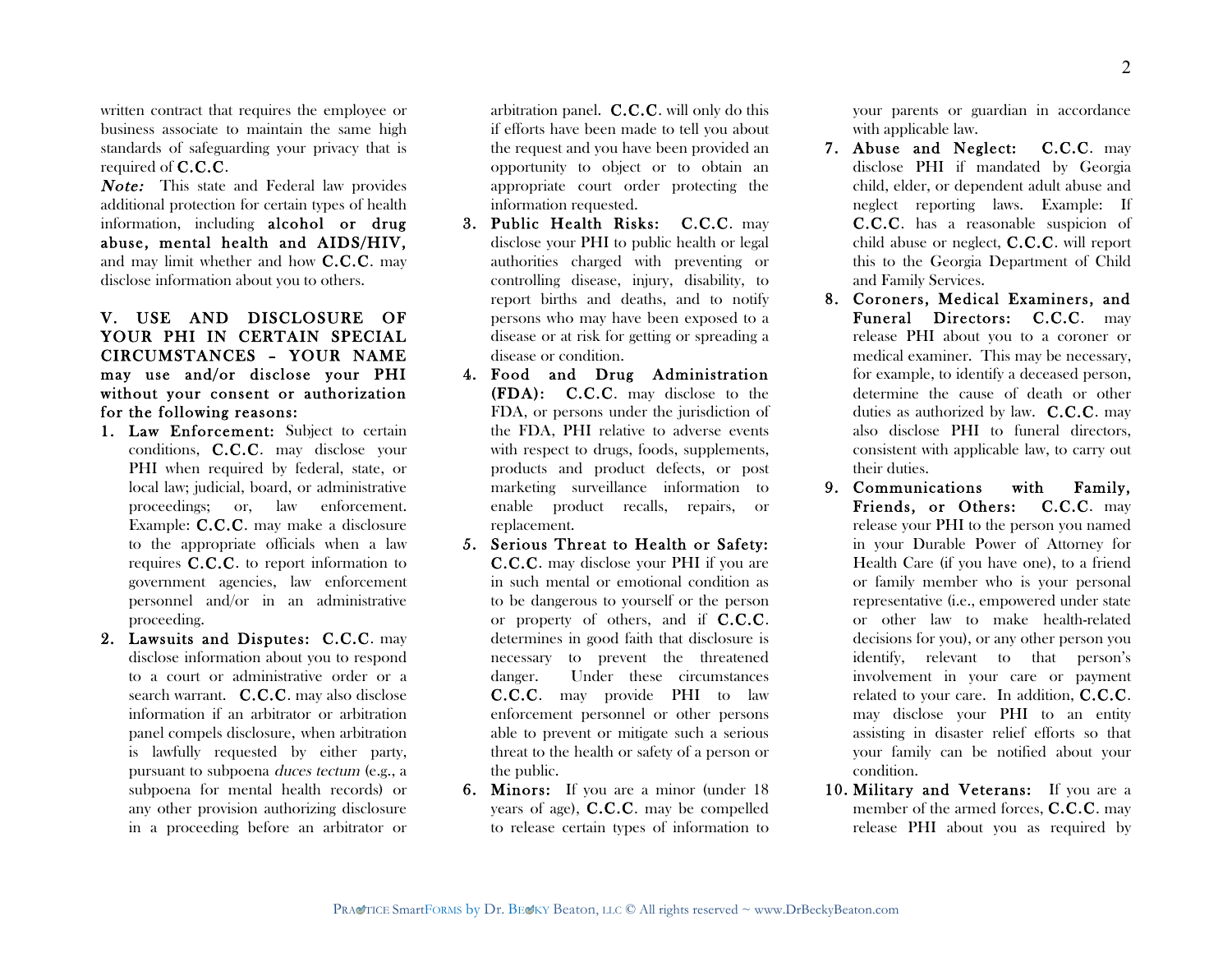written contract that requires the employee or business associate to maintain the same high standards of safeguarding your privacy that is required of **C.C.C**.

***Note:*** This state and Federal law provides additional protection for certain types of health information, including **alcohol or drug abuse, mental health and AIDS/HIV,** and may limit whether and how **C.C.C**. may disclose information about you to others.

**V. USE AND DISCLOSURE OF YOUR PHI IN CERTAIN SPECIAL CIRCUMSTANCES – YOUR NAME may use and/or disclose your PHI without your consent or authorization for the following reasons:**

1. **Law Enforcement:** Subject to certain conditions, **C.C.C**. may disclose your PHI when required by federal, state, or local law; judicial, board, or administrative proceedings; or, law enforcement. Example: **C.C.C**. may make a disclosure to the appropriate officials when a law requires **C.C.C**. to report information to government agencies, law enforcement personnel and/or in an administrative proceeding.
2. **Lawsuits and Disputes:** **C.C.C**. may disclose information about you to respond to a court or administrative order or a search warrant. **C.C.C**. may also disclose information if an arbitrator or arbitration panel compels disclosure, when arbitration is lawfully requested by either party, pursuant to subpoena *duces tectum* (e.g., a subpoena for mental health records) or any other provision authorizing disclosure in a proceeding before an arbitrator or arbitration panel. **C.C.C**. will only do this if efforts have been made to tell you about the request and you have been provided an opportunity to object or to obtain an appropriate court order protecting the information requested.
3. **Public Health Risks:** **C.C.C**. may disclose your PHI to public health or legal authorities charged with preventing or controlling disease, injury, disability, to report births and deaths, and to notify persons who may have been exposed to a disease or at risk for getting or spreading a disease or condition.
4. **Food and Drug Administration (FDA):** **C.C.C**. may disclose to the FDA, or persons under the jurisdiction of the FDA, PHI relative to adverse events with respect to drugs, foods, supplements, products and product defects, or post marketing surveillance information to enable product recalls, repairs, or replacement.
5. **Serious Threat to Health or Safety:** **C.C.C**. may disclose your PHI if you are in such mental or emotional condition as to be dangerous to yourself or the person or property of others, and if **C.C.C**. determines in good faith that disclosure is necessary to prevent the threatened danger. Under these circumstances **C.C.C**. may provide PHI to law enforcement personnel or other persons able to prevent or mitigate such a serious threat to the health or safety of a person or the public.
6. **Minors:** If you are a minor (under 18 years of age), **C.C.C**. may be compelled to release certain types of information to your parents or guardian in accordance with applicable law.
7. **Abuse and Neglect:** **C.C.C**. may disclose PHI if mandated by Georgia child, elder, or dependent adult abuse and neglect reporting laws. Example: If **C.C.C**. has a reasonable suspicion of child abuse or neglect, **C.C.C**. will report this to the Georgia Department of Child and Family Services.
8. **Coroners, Medical Examiners, and Funeral Directors:** **C.C.C**. may release PHI about you to a coroner or medical examiner. This may be necessary, for example, to identify a deceased person, determine the cause of death or other duties as authorized by law. **C.C.C**. may also disclose PHI to funeral directors, consistent with applicable law, to carry out their duties.
9. **Communications with Family, Friends, or Others:** **C.C.C**. may release your PHI to the person you named in your Durable Power of Attorney for Health Care (if you have one), to a friend or family member who is your personal representative (i.e., empowered under state or other law to make health-related decisions for you), or any other person you identify, relevant to that person's involvement in your care or payment related to your care. In addition, **C.C.C**. may disclose your PHI to an entity assisting in disaster relief efforts so that your family can be notified about your condition.
10. **Military and Veterans:** If you are a member of the armed forces, **C.C.C**. may release PHI about you as required by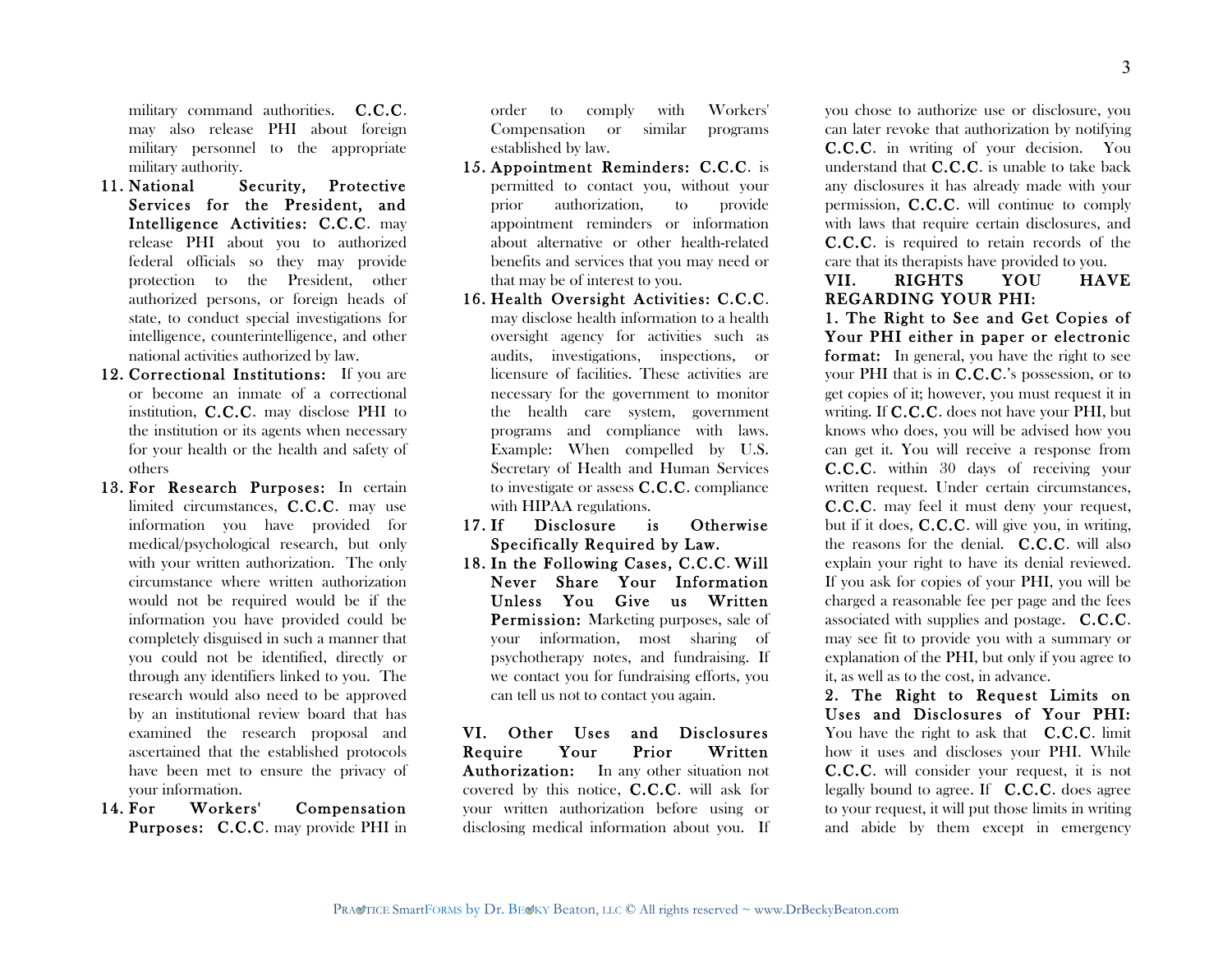military command authorities. C.C.C. may also release PHI about foreign military personnel to the appropriate military authority.

11. **National Security, Protective Services for the President, and Intelligence Activities:** C.C.C. may release PHI about you to authorized federal officials so they may provide protection to the President, other authorized persons, or foreign heads of state, to conduct special investigations for intelligence, counterintelligence, and other national activities authorized by law.
12. **Correctional Institutions:** If you are or become an inmate of a correctional institution, C.C.C. may disclose PHI to the institution or its agents when necessary for your health or the health and safety of others
13. **For Research Purposes:** In certain limited circumstances, C.C.C. may use information you have provided for medical/psychological research, but only with your written authorization. The only circumstance where written authorization would not be required would be if the information you have provided could be completely disguised in such a manner that you could not be identified, directly or through any identifiers linked to you. The research would also need to be approved by an institutional review board that has examined the research proposal and ascertained that the established protocols have been met to ensure the privacy of your information.
14. **For Workers' Compensation Purposes:** C.C.C. may provide PHI in order to comply with Workers' Compensation or similar programs established by law.
15. **Appointment Reminders:** C.C.C. is permitted to contact you, without your prior authorization, to provide appointment reminders or information about alternative or other health-related benefits and services that you may need or that may be of interest to you.
16. **Health Oversight Activities:** C.C.C. may disclose health information to a health oversight agency for activities such as audits, investigations, inspections, or licensure of facilities. These activities are necessary for the government to monitor the health care system, government programs and compliance with laws. Example: When compelled by U.S. Secretary of Health and Human Services to investigate or assess C.C.C. compliance with HIPAA regulations.
17. **If Disclosure is Otherwise Specifically Required by Law.**
18. **In the Following Cases, C.C.C. Will Never Share Your Information Unless You Give us Written Permission:** Marketing purposes, sale of your information, most sharing of psychotherapy notes, and fundraising. If we contact you for fundraising efforts, you can tell us not to contact you again.

**VI. Other Uses and Disclosures Require Your Prior Written Authorization:** In any other situation not covered by this notice, C.C.C. will ask for your written authorization before using or disclosing medical information about you. If you chose to authorize use or disclosure, you can later revoke that authorization by notifying C.C.C. in writing of your decision. You understand that C.C.C. is unable to take back any disclosures it has already made with your permission, C.C.C. will continue to comply with laws that require certain disclosures, and C.C.C. is required to retain records of the care that its therapists have provided to you.

## VII. RIGHTS YOU HAVE REGARDING YOUR PHI:

**1. The Right to See and Get Copies of Your PHI either in paper or electronic format:** In general, you have the right to see your PHI that is in C.C.C.'s possession, or to get copies of it; however, you must request it in writing. If C.C.C. does not have your PHI, but knows who does, you will be advised how you can get it. You will receive a response from C.C.C. within 30 days of receiving your written request. Under certain circumstances, C.C.C. may feel it must deny your request, but if it does, C.C.C. will give you, in writing, the reasons for the denial. C.C.C. will also explain your right to have its denial reviewed. If you ask for copies of your PHI, you will be charged a reasonable fee per page and the fees associated with supplies and postage. C.C.C. may see fit to provide you with a summary or explanation of the PHI, but only if you agree to it, as well as to the cost, in advance.

**2. The Right to Request Limits on Uses and Disclosures of Your PHI:** You have the right to ask that C.C.C. limit how it uses and discloses your PHI. While C.C.C. will consider your request, it is not legally bound to agree. If C.C.C. does agree to your request, it will put those limits in writing and abide by them except in emergency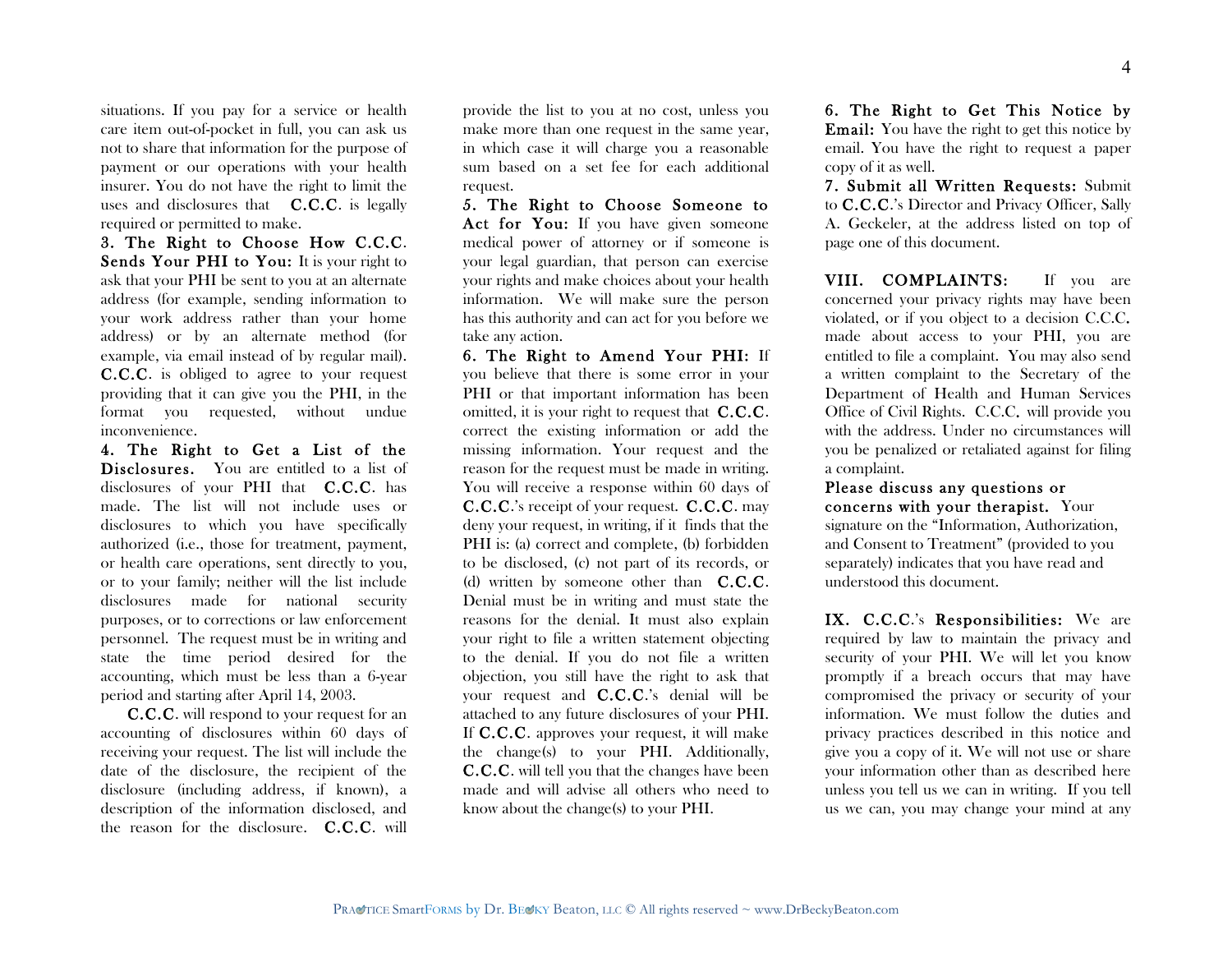situations. If you pay for a service or health care item out-of-pocket in full, you can ask us not to share that information for the purpose of payment or our operations with your health insurer. You do not have the right to limit the uses and disclosures that **C.C.C**. is legally required or permitted to make.

**3. The Right to Choose How C.C.C. Sends Your PHI to You:** It is your right to ask that your PHI be sent to you at an alternate address (for example, sending information to your work address rather than your home address) or by an alternate method (for example, via email instead of by regular mail). **C.C.C**. is obliged to agree to your request providing that it can give you the PHI, in the format you requested, without undue inconvenience.

**4. The Right to Get a List of the Disclosures.** You are entitled to a list of disclosures of your PHI that **C.C.C**. has made. The list will not include uses or disclosures to which you have specifically authorized (i.e., those for treatment, payment, or health care operations, sent directly to you, or to your family; neither will the list include disclosures made for national security purposes, or to corrections or law enforcement personnel. The request must be in writing and state the time period desired for the accounting, which must be less than a 6-year period and starting after April 14, 2003.

**C.C.C**. will respond to your request for an accounting of disclosures within 60 days of receiving your request. The list will include the date of the disclosure, the recipient of the disclosure (including address, if known), a description of the information disclosed, and the reason for the disclosure. **C.C.C**. will provide the list to you at no cost, unless you make more than one request in the same year, in which case it will charge you a reasonable sum based on a set fee for each additional request.

**5. The Right to Choose Someone to Act for You:** If you have given someone medical power of attorney or if someone is your legal guardian, that person can exercise your rights and make choices about your health information. We will make sure the person has this authority and can act for you before we take any action.

**6. The Right to Amend Your PHI:** If you believe that there is some error in your PHI or that important information has been omitted, it is your right to request that **C.C.C**. correct the existing information or add the missing information. Your request and the reason for the request must be made in writing. You will receive a response within 60 days of **C.C.C**.'s receipt of your request. **C.C.C**. may deny your request, in writing, if it finds that the PHI is: (a) correct and complete, (b) forbidden to be disclosed, (c) not part of its records, or (d) written by someone other than **C.C.C**. Denial must be in writing and must state the reasons for the denial. It must also explain your right to file a written statement objecting to the denial. If you do not file a written objection, you still have the right to ask that your request and **C.C.C**.'s denial will be attached to any future disclosures of your PHI. If **C.C.C**. approves your request, it will make the change(s) to your PHI. Additionally, **C.C.C**. will tell you that the changes have been made and will advise all others who need to know about the change(s) to your PHI.

**6. The Right to Get This Notice by Email:** You have the right to get this notice by email. You have the right to request a paper copy of it as well.

**7. Submit all Written Requests:** Submit to **C.C.C**.'s Director and Privacy Officer, Sally A. Geckeler, at the address listed on top of page one of this document.

**VIII. COMPLAINTS:** If you are concerned your privacy rights may have been violated, or if you object to a decision C.C.C. made about access to your PHI, you are entitled to file a complaint. You may also send a written complaint to the Secretary of the Department of Health and Human Services Office of Civil Rights. C.C.C. will provide you with the address. Under no circumstances will you be penalized or retaliated against for filing a complaint.

**Please discuss any questions or concerns with your therapist.** Your signature on the "Information, Authorization, and Consent to Treatment" (provided to you separately) indicates that you have read and understood this document.

**IX. C.C.C.'s Responsibilities:** We are required by law to maintain the privacy and security of your PHI. We will let you know promptly if a breach occurs that may have compromised the privacy or security of your information. We must follow the duties and privacy practices described in this notice and give you a copy of it. We will not use or share your information other than as described here unless you tell us we can in writing. If you tell us we can, you may change your mind at any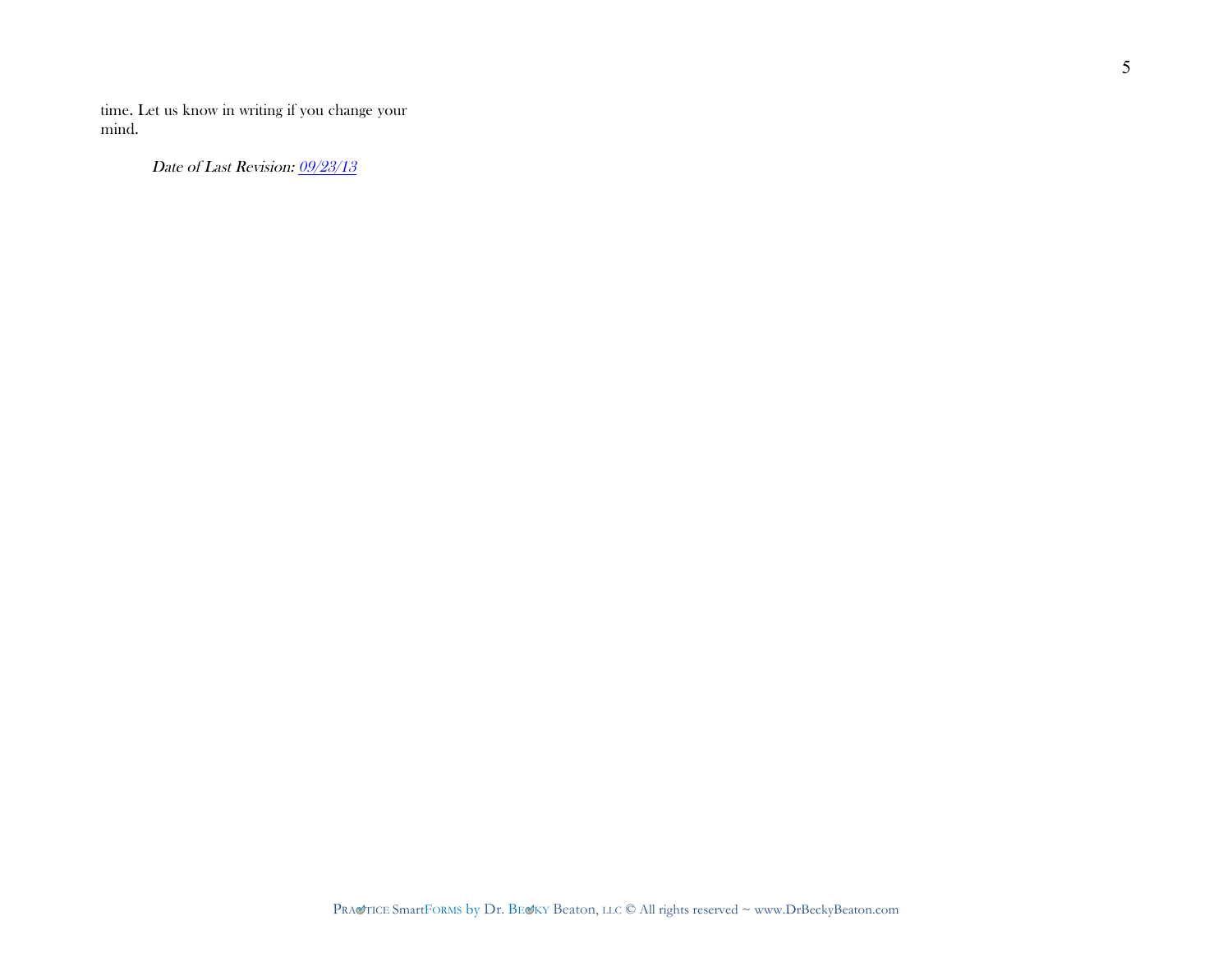time. Let us know in writing if you change your mind.

*Date of Last Revision: 09/23/13*